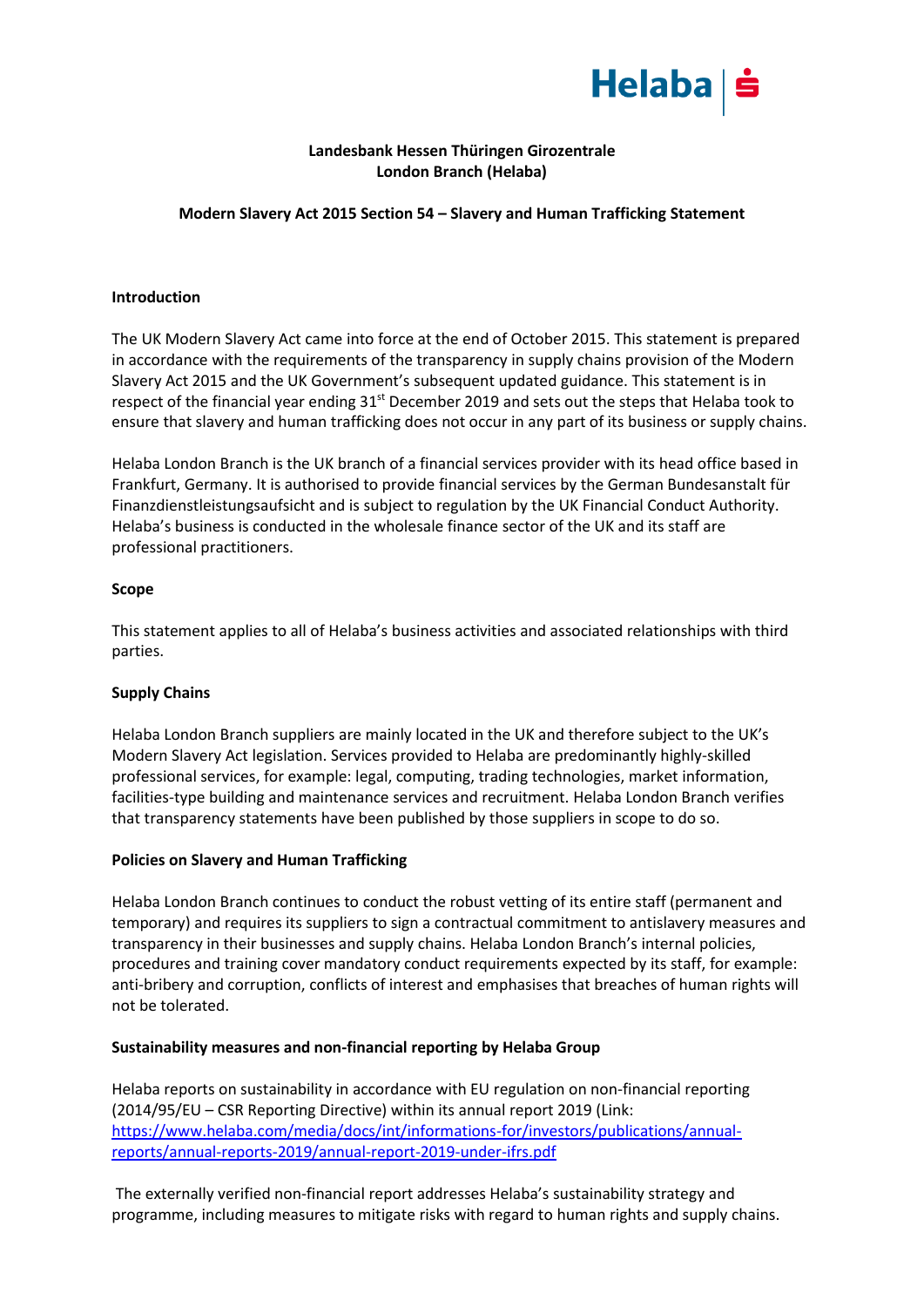**Landesbank Hessen Thüringen Girozentrale**
**London Branch (Helaba)**

**Modern Slavery Act 2015 Section 54 – Slavery and Human Trafficking Statement**

**Introduction**

The UK Modern Slavery Act came into force at the end of October 2015. This statement is prepared in accordance with the requirements of the transparency in supply chains provision of the Modern Slavery Act 2015 and the UK Government's subsequent updated guidance. This statement is in respect of the financial year ending 31st December 2019 and sets out the steps that Helaba took to ensure that slavery and human trafficking does not occur in any part of its business or supply chains.

Helaba London Branch is the UK branch of a financial services provider with its head office based in Frankfurt, Germany. It is authorised to provide financial services by the German Bundesanstalt für Finanzdienstleistungsaufsicht and is subject to regulation by the UK Financial Conduct Authority. Helaba's business is conducted in the wholesale finance sector of the UK and its staff are professional practitioners.

**Scope**

This statement applies to all of Helaba's business activities and associated relationships with third parties.

**Supply Chains**

Helaba London Branch suppliers are mainly located in the UK and therefore subject to the UK's Modern Slavery Act legislation. Services provided to Helaba are predominantly highly-skilled professional services, for example: legal, computing, trading technologies, market information, facilities-type building and maintenance services and recruitment. Helaba London Branch verifies that transparency statements have been published by those suppliers in scope to do so.

**Policies on Slavery and Human Trafficking**

Helaba London Branch continues to conduct the robust vetting of its entire staff (permanent and temporary) and requires its suppliers to sign a contractual commitment to antislavery measures and transparency in their businesses and supply chains. Helaba London Branch's internal policies, procedures and training cover mandatory conduct requirements expected by its staff, for example: anti-bribery and corruption, conflicts of interest and emphasises that breaches of human rights will not be tolerated.

**Sustainability measures and non-financial reporting by Helaba Group**

Helaba reports on sustainability in accordance with EU regulation on non-financial reporting (2014/95/EU – CSR Reporting Directive) within its annual report 2019 (Link: https://www.helaba.com/media/docs/int/informations-for/investors/publications/annual-reports/annual-reports-2019/annual-report-2019-under-ifrs.pdf

The externally verified non-financial report addresses Helaba's sustainability strategy and programme, including measures to mitigate risks with regard to human rights and supply chains.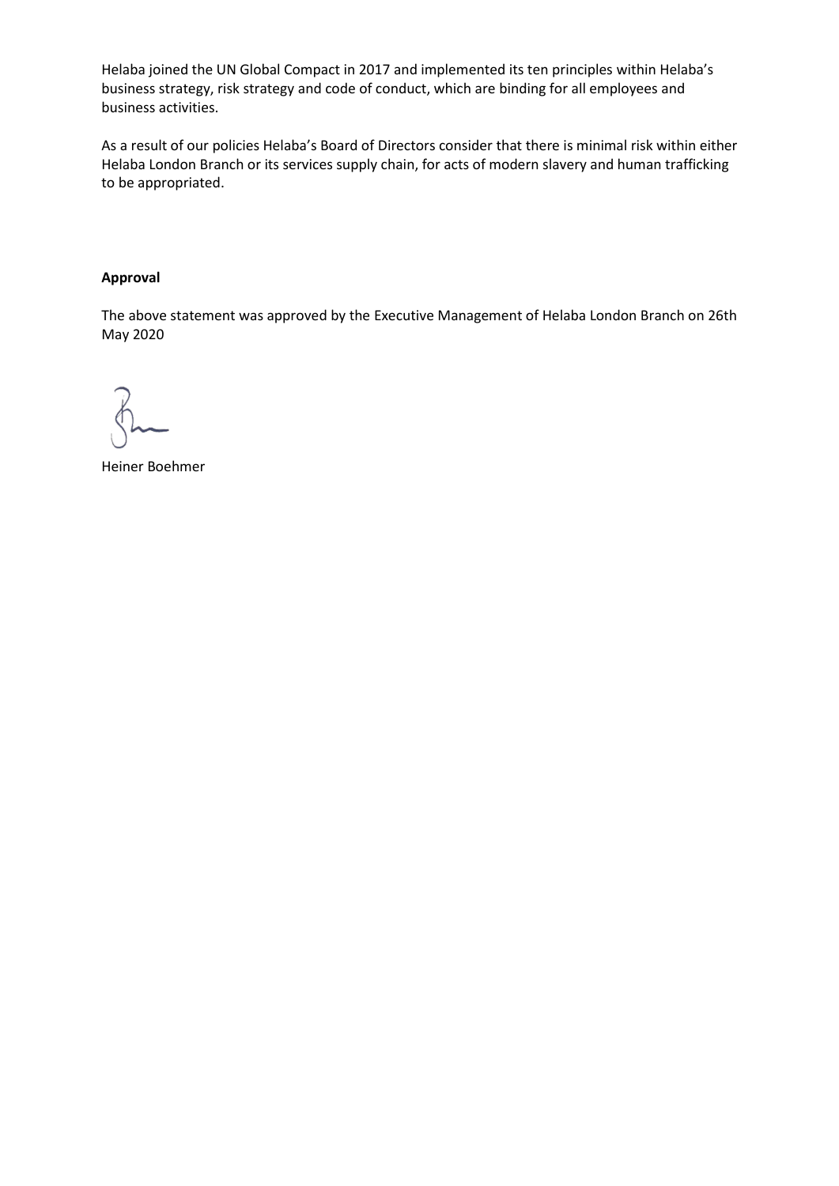Helaba joined the UN Global Compact in 2017 and implemented its ten principles within Helaba's business strategy, risk strategy and code of conduct, which are binding for all employees and business activities.

As a result of our policies Helaba's Board of Directors consider that there is minimal risk within either Helaba London Branch or its services supply chain, for acts of modern slavery and human trafficking to be appropriated.

**Approval**

The above statement was approved by the Executive Management of Helaba London Branch on 26th May 2020

Heiner Boehmer